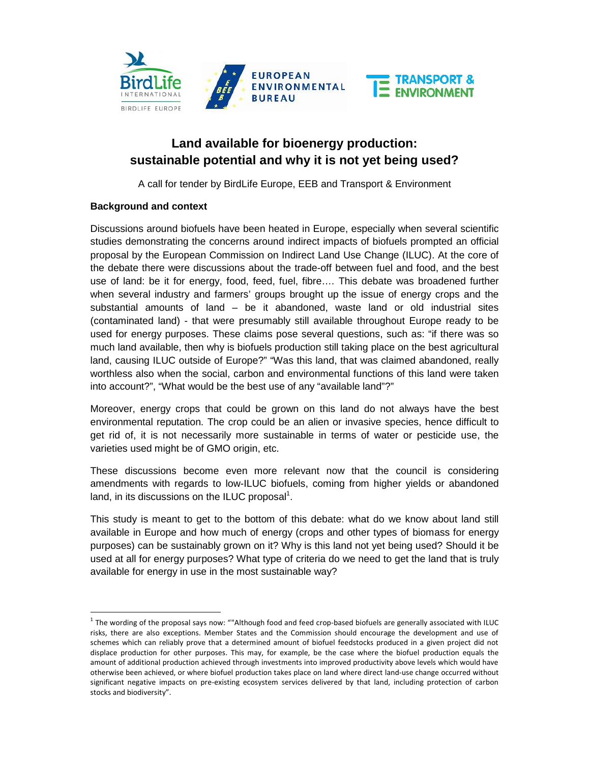# Land available for bioenergy production: sustainable potential and why it is not yet being used?

A call for tender by BirdLife Europe, EEB and Transport & Environment

**Background and context**

Discussions around biofuels have been heated in Europe, especially when several scientific studies demonstrating the concerns around indirect impacts of biofuels prompted an official proposal by the European Commission on Indirect Land Use Change (ILUC). At the core of the debate there were discussions about the trade-off between fuel and food, and the best use of land: be it for energy, food, feed, fuel, fibre…. This debate was broadened further when several industry and farmers' groups brought up the issue of energy crops and the substantial amounts of land – be it abandoned, waste land or old industrial sites (contaminated land) - that were presumably still available throughout Europe ready to be used for energy purposes. These claims pose several questions, such as: "if there was so much land available, then why is biofuels production still taking place on the best agricultural land, causing ILUC outside of Europe?" "Was this land, that was claimed abandoned, really worthless also when the social, carbon and environmental functions of this land were taken into account?", "What would be the best use of any "available land"?"

Moreover, energy crops that could be grown on this land do not always have the best environmental reputation. The crop could be an alien or invasive species, hence difficult to get rid of, it is not necessarily more sustainable in terms of water or pesticide use, the varieties used might be of GMO origin, etc.

These discussions become even more relevant now that the council is considering amendments with regards to low-ILUC biofuels, coming from higher yields or abandoned land, in its discussions on the ILUC proposal[1].

This study is meant to get to the bottom of this debate: what do we know about land still available in Europe and how much of energy (crops and other types of biomass for energy purposes) can be sustainably grown on it? Why is this land not yet being used? Should it be used at all for energy purposes? What type of criteria do we need to get the land that is truly available for energy in use in the most sustainable way?

---

[1] The wording of the proposal says now: ""Although food and feed crop-based biofuels are generally associated with ILUC risks, there are also exceptions. Member States and the Commission should encourage the development and use of schemes which can reliably prove that a determined amount of biofuel feedstocks produced in a given project did not displace production for other purposes. This may, for example, be the case where the biofuel production equals the amount of additional production achieved through investments into improved productivity above levels which would have otherwise been achieved, or where biofuel production takes place on land where direct land-use change occurred without significant negative impacts on pre-existing ecosystem services delivered by that land, including protection of carbon stocks and biodiversity".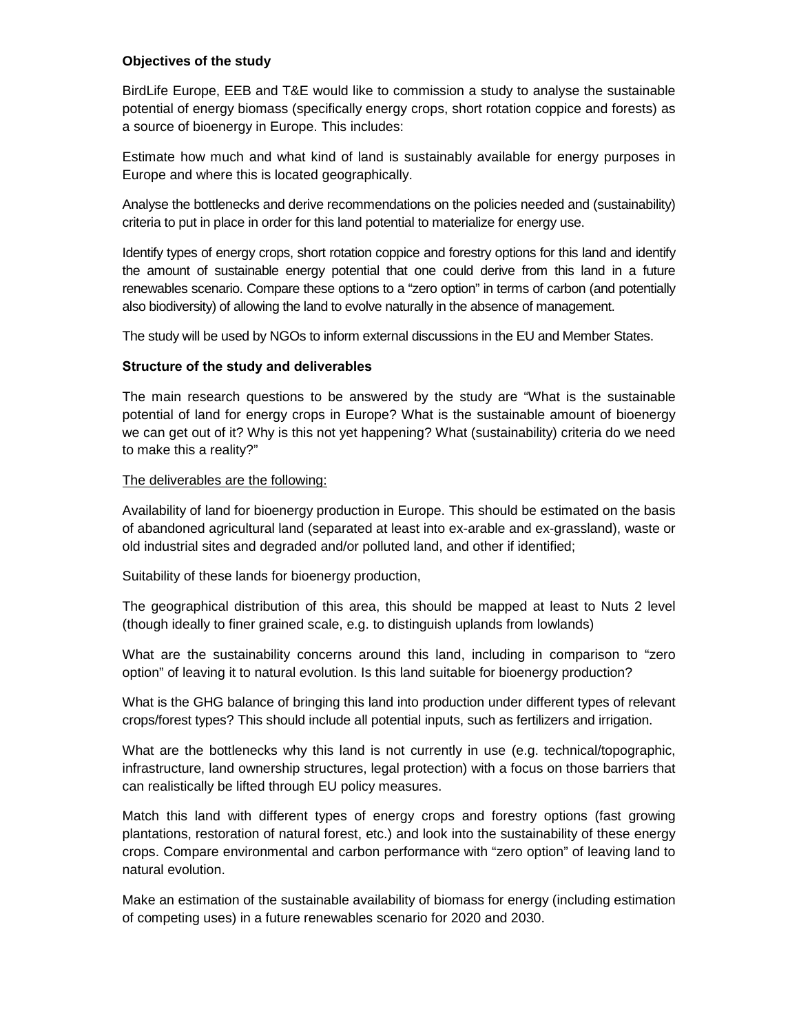**Objectives of the study**

BirdLife Europe, EEB and T&E would like to commission a study to analyse the sustainable potential of energy biomass (specifically energy crops, short rotation coppice and forests) as a source of bioenergy in Europe. This includes:

Estimate how much and what kind of land is sustainably available for energy purposes in Europe and where this is located geographically.

Analyse the bottlenecks and derive recommendations on the policies needed and (sustainability) criteria to put in place in order for this land potential to materialize for energy use.

Identify types of energy crops, short rotation coppice and forestry options for this land and identify the amount of sustainable energy potential that one could derive from this land in a future renewables scenario. Compare these options to a "zero option" in terms of carbon (and potentially also biodiversity) of allowing the land to evolve naturally in the absence of management.

The study will be used by NGOs to inform external discussions in the EU and Member States.

**Structure of the study and deliverables**

The main research questions to be answered by the study are "What is the sustainable potential of land for energy crops in Europe? What is the sustainable amount of bioenergy we can get out of it? Why is this not yet happening? What (sustainability) criteria do we need to make this a reality?"

The deliverables are the following:

Availability of land for bioenergy production in Europe. This should be estimated on the basis of abandoned agricultural land (separated at least into ex-arable and ex-grassland), waste or old industrial sites and degraded and/or polluted land, and other if identified;

Suitability of these lands for bioenergy production,

The geographical distribution of this area, this should be mapped at least to Nuts 2 level (though ideally to finer grained scale, e.g. to distinguish uplands from lowlands)

What are the sustainability concerns around this land, including in comparison to "zero option" of leaving it to natural evolution. Is this land suitable for bioenergy production?

What is the GHG balance of bringing this land into production under different types of relevant crops/forest types? This should include all potential inputs, such as fertilizers and irrigation.

What are the bottlenecks why this land is not currently in use (e.g. technical/topographic, infrastructure, land ownership structures, legal protection) with a focus on those barriers that can realistically be lifted through EU policy measures.

Match this land with different types of energy crops and forestry options (fast growing plantations, restoration of natural forest, etc.) and look into the sustainability of these energy crops. Compare environmental and carbon performance with "zero option" of leaving land to natural evolution.

Make an estimation of the sustainable availability of biomass for energy (including estimation of competing uses) in a future renewables scenario for 2020 and 2030.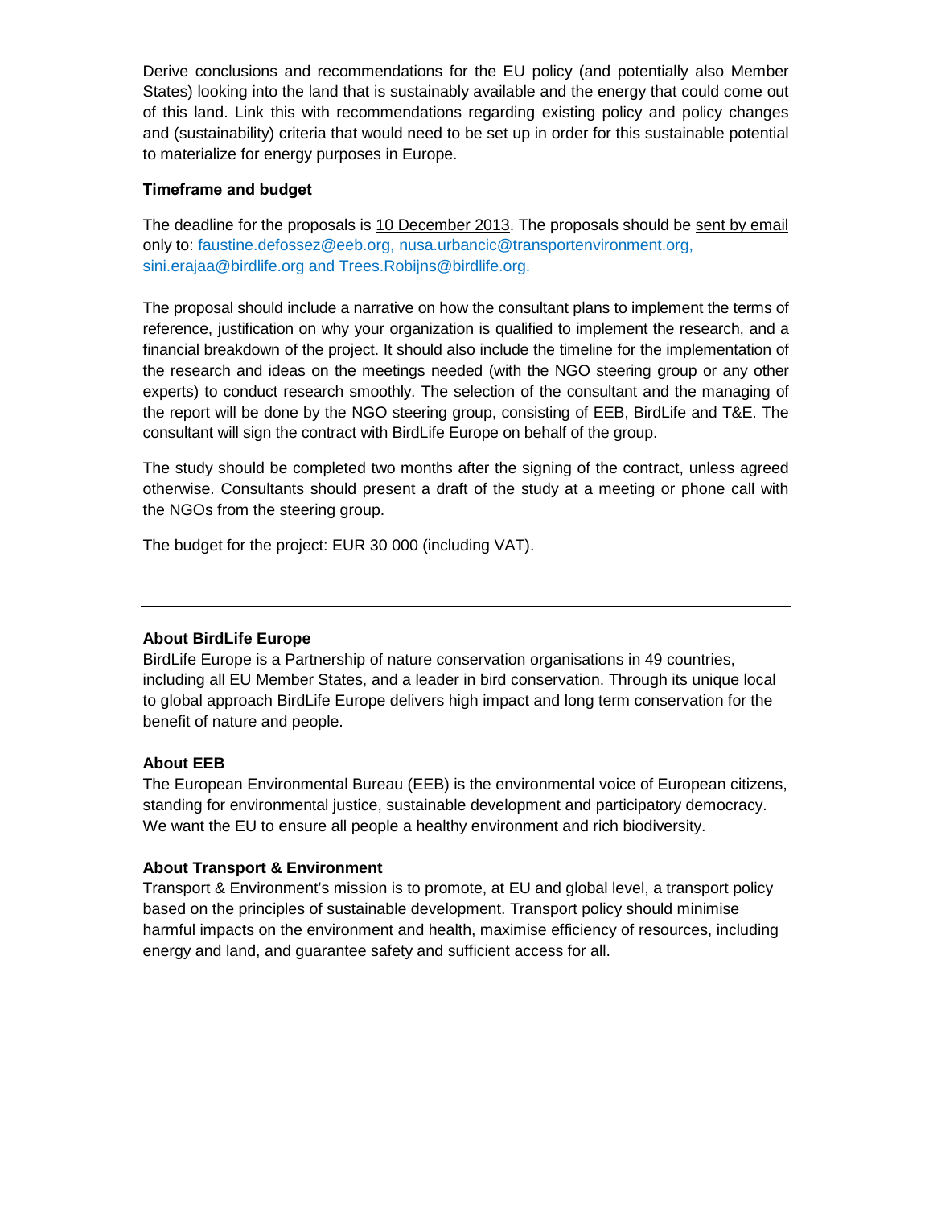Derive conclusions and recommendations for the EU policy (and potentially also Member States) looking into the land that is sustainably available and the energy that could come out of this land. Link this with recommendations regarding existing policy and policy changes and (sustainability) criteria that would need to be set up in order for this sustainable potential to materialize for energy purposes in Europe.

**Timeframe and budget**

The deadline for the proposals is 10 December 2013. The proposals should be sent by email only to: faustine.defossez@eeb.org, nusa.urbancic@transportenvironment.org, sini.erajaa@birdlife.org and Trees.Robijns@birdlife.org.

The proposal should include a narrative on how the consultant plans to implement the terms of reference, justification on why your organization is qualified to implement the research, and a financial breakdown of the project. It should also include the timeline for the implementation of the research and ideas on the meetings needed (with the NGO steering group or any other experts) to conduct research smoothly. The selection of the consultant and the managing of the report will be done by the NGO steering group, consisting of EEB, BirdLife and T&E. The consultant will sign the contract with BirdLife Europe on behalf of the group.

The study should be completed two months after the signing of the contract, unless agreed otherwise. Consultants should present a draft of the study at a meeting or phone call with the NGOs from the steering group.

The budget for the project: EUR 30 000 (including VAT).

---

**About BirdLife Europe**

BirdLife Europe is a Partnership of nature conservation organisations in 49 countries, including all EU Member States, and a leader in bird conservation. Through its unique local to global approach BirdLife Europe delivers high impact and long term conservation for the benefit of nature and people.

**About EEB**

The European Environmental Bureau (EEB) is the environmental voice of European citizens, standing for environmental justice, sustainable development and participatory democracy. We want the EU to ensure all people a healthy environment and rich biodiversity.

**About Transport & Environment**

Transport & Environment's mission is to promote, at EU and global level, a transport policy based on the principles of sustainable development. Transport policy should minimise harmful impacts on the environment and health, maximise efficiency of resources, including energy and land, and guarantee safety and sufficient access for all.